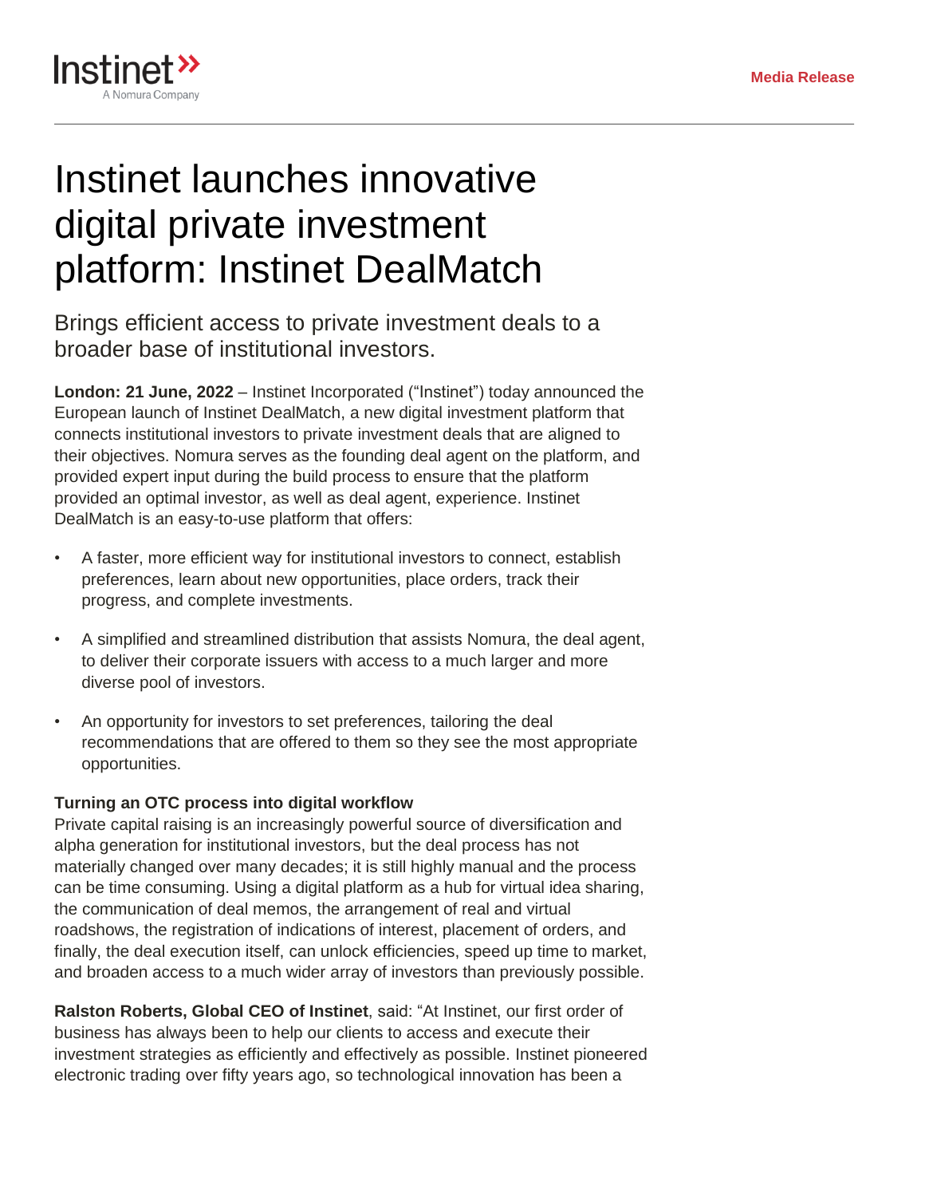Media Release

# Instinet launches innovative digital private investment platform: Instinet DealMatch

## Brings efficient access to private investment deals to a broader base of institutional investors.

**London: 21 June, 2022** – Instinet Incorporated ("Instinet") today announced the European launch of Instinet DealMatch, a new digital investment platform that connects institutional investors to private investment deals that are aligned to their objectives. Nomura serves as the founding deal agent on the platform, and provided expert input during the build process to ensure that the platform provided an optimal investor, as well as deal agent, experience. Instinet DealMatch is an easy-to-use platform that offers:

- A faster, more efficient way for institutional investors to connect, establish preferences, learn about new opportunities, place orders, track their progress, and complete investments.
- A simplified and streamlined distribution that assists Nomura, the deal agent, to deliver their corporate issuers with access to a much larger and more diverse pool of investors.
- An opportunity for investors to set preferences, tailoring the deal recommendations that are offered to them so they see the most appropriate opportunities.

**Turning an OTC process into digital workflow**

Private capital raising is an increasingly powerful source of diversification and alpha generation for institutional investors, but the deal process has not materially changed over many decades; it is still highly manual and the process can be time consuming. Using a digital platform as a hub for virtual idea sharing, the communication of deal memos, the arrangement of real and virtual roadshows, the registration of indications of interest, placement of orders, and finally, the deal execution itself, can unlock efficiencies, speed up time to market, and broaden access to a much wider array of investors than previously possible.

**Ralston Roberts, Global CEO of Instinet**, said: "At Instinet, our first order of business has always been to help our clients to access and execute their investment strategies as efficiently and effectively as possible. Instinet pioneered electronic trading over fifty years ago, so technological innovation has been a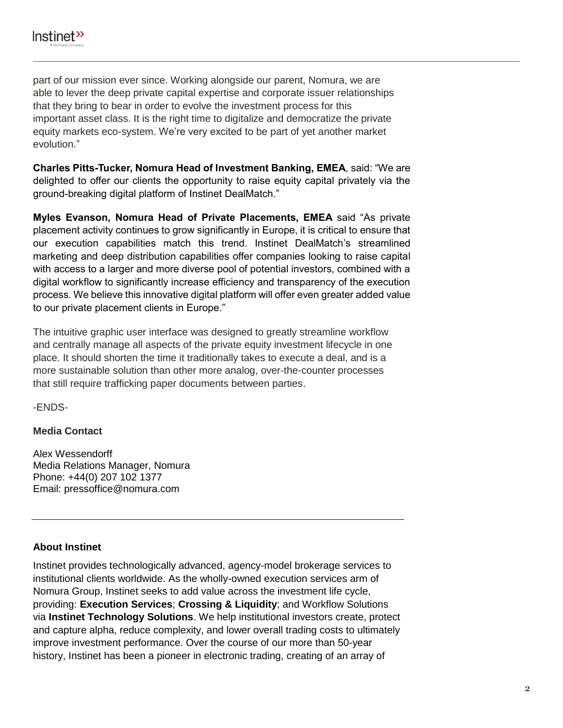part of our mission ever since. Working alongside our parent, Nomura, we are able to lever the deep private capital expertise and corporate issuer relationships that they bring to bear in order to evolve the investment process for this important asset class. It is the right time to digitalize and democratize the private equity markets eco-system. We're very excited to be part of yet another market evolution."

**Charles Pitts-Tucker, Nomura Head of Investment Banking, EMEA**, said: "We are delighted to offer our clients the opportunity to raise equity capital privately via the ground-breaking digital platform of Instinet DealMatch."

**Myles Evanson, Nomura Head of Private Placements, EMEA** said "As private placement activity continues to grow significantly in Europe, it is critical to ensure that our execution capabilities match this trend. Instinet DealMatch's streamlined marketing and deep distribution capabilities offer companies looking to raise capital with access to a larger and more diverse pool of potential investors, combined with a digital workflow to significantly increase efficiency and transparency of the execution process. We believe this innovative digital platform will offer even greater added value to our private placement clients in Europe."

The intuitive graphic user interface was designed to greatly streamline workflow and centrally manage all aspects of the private equity investment lifecycle in one place. It should shorten the time it traditionally takes to execute a deal, and is a more sustainable solution than other more analog, over-the-counter processes that still require trafficking paper documents between parties.

-ENDS-

**Media Contact**

Alex Wessendorff
Media Relations Manager, Nomura
Phone: +44(0) 207 102 1377
Email: pressoffice@nomura.com

---

**About Instinet**

Instinet provides technologically advanced, agency-model brokerage services to institutional clients worldwide. As the wholly-owned execution services arm of Nomura Group, Instinet seeks to add value across the investment life cycle, providing: **Execution Services**; **Crossing & Liquidity**; and Workflow Solutions via **Instinet Technology Solutions**. We help institutional investors create, protect and capture alpha, reduce complexity, and lower overall trading costs to ultimately improve investment performance. Over the course of our more than 50-year history, Instinet has been a pioneer in electronic trading, creating of an array of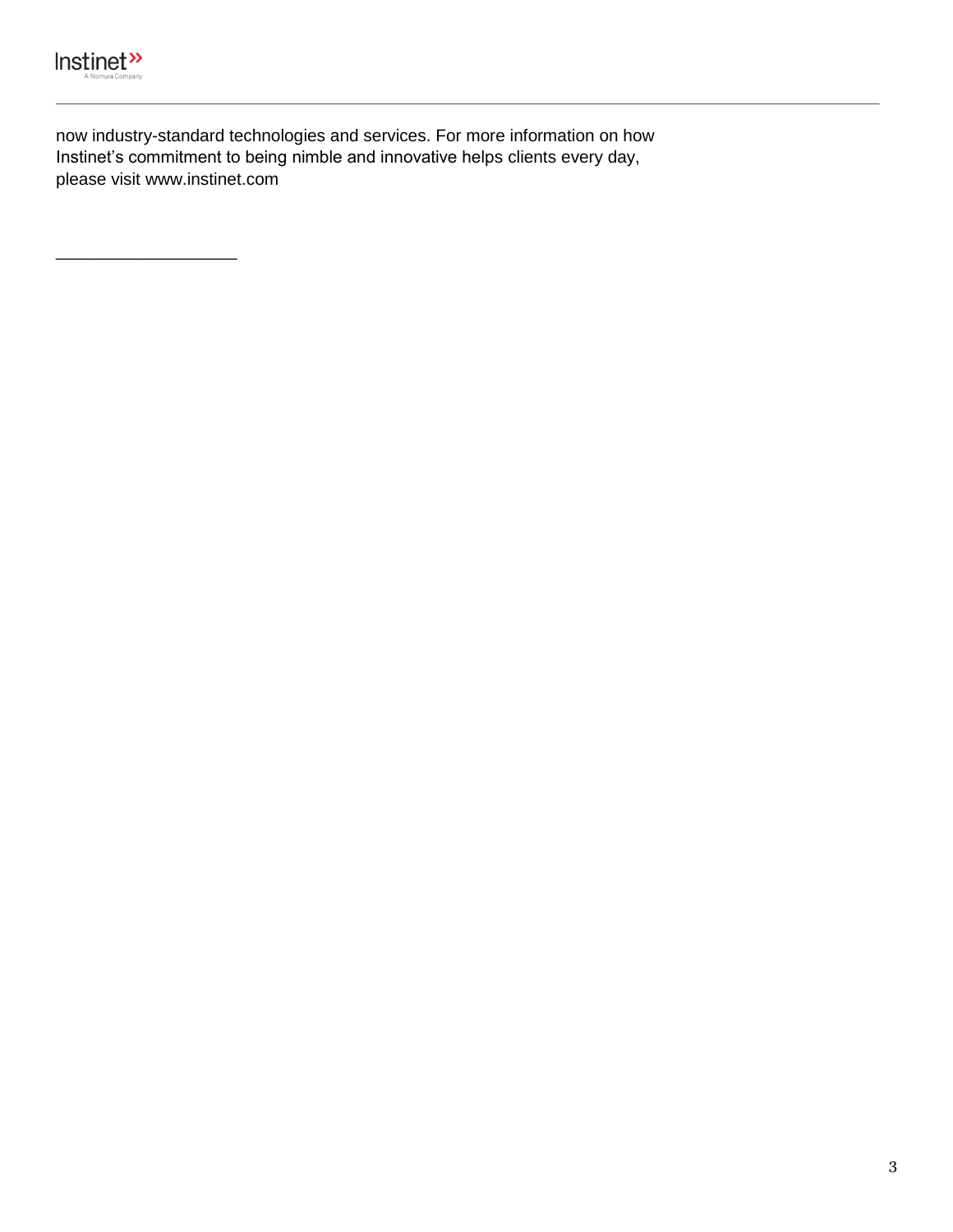now industry-standard technologies and services. For more information on how Instinet's commitment to being nimble and innovative helps clients every day, please visit www.instinet.com

---